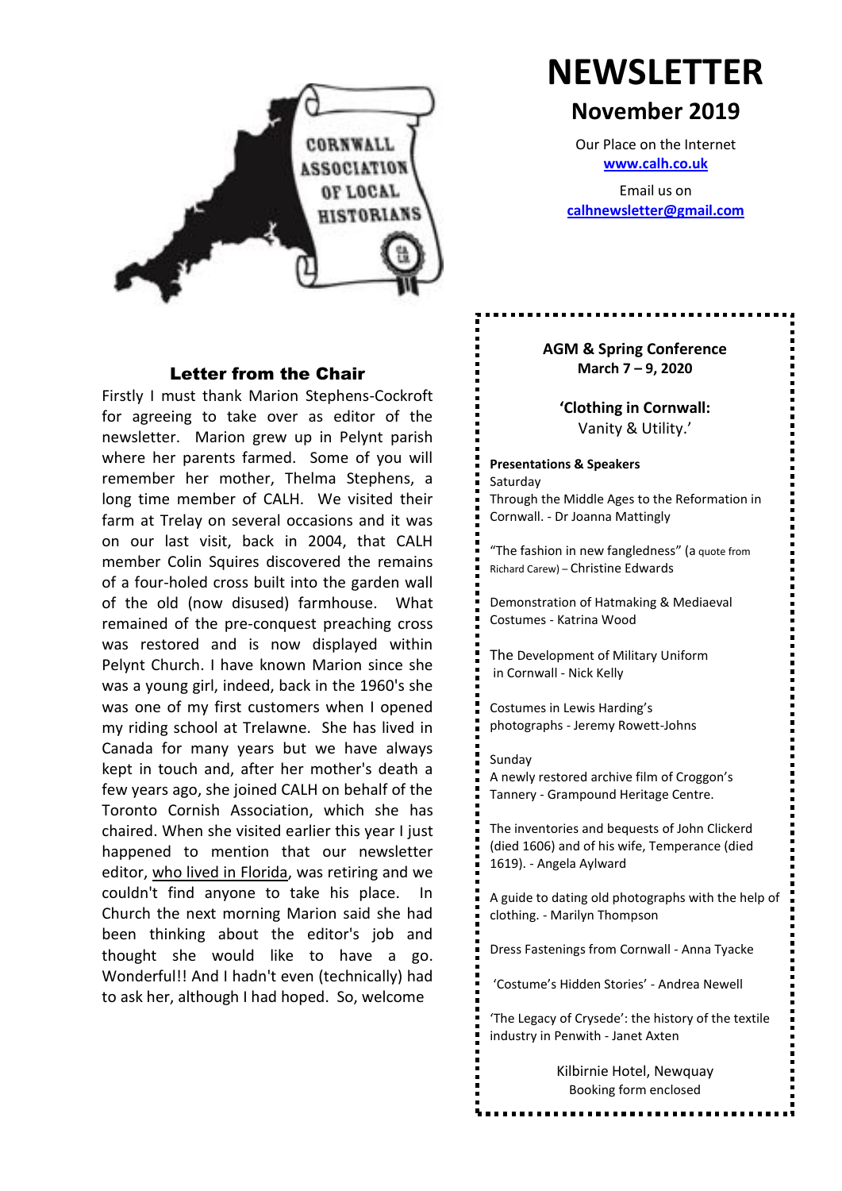CORNWALL ASSOCIATION OF LOCAL HISTORIANS

# NEWSLETTER

## November 2019

Our Place on the Internet
**www.calh.co.uk**

Email us on
**calhnewsletter@gmail.com**

### Letter from the Chair

Firstly I must thank Marion Stephens-Cockroft for agreeing to take over as editor of the newsletter. Marion grew up in Pelynt parish where her parents farmed. Some of you will remember her mother, Thelma Stephens, a long time member of CALH. We visited their farm at Trelay on several occasions and it was on our last visit, back in 2004, that CALH member Colin Squires discovered the remains of a four-holed cross built into the garden wall of the old (now disused) farmhouse. What remained of the pre-conquest preaching cross was restored and is now displayed within Pelynt Church. I have known Marion since she was a young girl, indeed, back in the 1960's she was one of my first customers when I opened my riding school at Trelawne. She has lived in Canada for many years but we have always kept in touch and, after her mother's death a few years ago, she joined CALH on behalf of the Toronto Cornish Association, which she has chaired. When she visited earlier this year I just happened to mention that our newsletter editor, who lived in Florida, was retiring and we couldn't find anyone to take his place. In Church the next morning Marion said she had been thinking about the editor's job and thought she would like to have a go. Wonderful!! And I hadn't even (technically) had to ask her, although I had hoped. So, welcome

---

**AGM & Spring Conference**
**March 7 – 9, 2020**

**'Clothing in Cornwall:**
Vanity & Utility.'

**Presentations & Speakers**

Saturday

Through the Middle Ages to the Reformation in Cornwall. - Dr Joanna Mattingly

"The fashion in new fangledness" (a quote from Richard Carew) – Christine Edwards

Demonstration of Hatmaking & Mediaeval Costumes - Katrina Wood

The Development of Military Uniform in Cornwall - Nick Kelly

Costumes in Lewis Harding's photographs - Jeremy Rowett-Johns

Sunday

A newly restored archive film of Croggon's Tannery - Grampound Heritage Centre.

The inventories and bequests of John Clickerd (died 1606) and of his wife, Temperance (died 1619). - Angela Aylward

A guide to dating old photographs with the help of clothing. - Marilyn Thompson

Dress Fastenings from Cornwall - Anna Tyacke

'Costume's Hidden Stories' - Andrea Newell

'The Legacy of Crysede': the history of the textile industry in Penwith - Janet Axten

Kilbirnie Hotel, Newquay
Booking form enclosed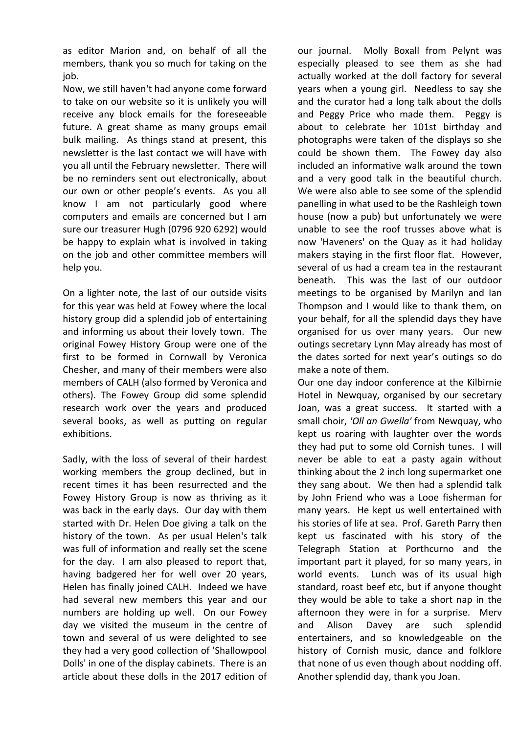as editor Marion and, on behalf of all the members, thank you so much for taking on the job.

Now, we still haven't had anyone come forward to take on our website so it is unlikely you will receive any block emails for the foreseeable future. A great shame as many groups email bulk mailing. As things stand at present, this newsletter is the last contact we will have with you all until the February newsletter. There will be no reminders sent out electronically, about our own or other people's events. As you all know I am not particularly good where computers and emails are concerned but I am sure our treasurer Hugh (0796 920 6292) would be happy to explain what is involved in taking on the job and other committee members will help you.

On a lighter note, the last of our outside visits for this year was held at Fowey where the local history group did a splendid job of entertaining and informing us about their lovely town. The original Fowey History Group were one of the first to be formed in Cornwall by Veronica Chesher, and many of their members were also members of CALH (also formed by Veronica and others). The Fowey Group did some splendid research work over the years and produced several books, as well as putting on regular exhibitions.

Sadly, with the loss of several of their hardest working members the group declined, but in recent times it has been resurrected and the Fowey History Group is now as thriving as it was back in the early days. Our day with them started with Dr. Helen Doe giving a talk on the history of the town. As per usual Helen's talk was full of information and really set the scene for the day. I am also pleased to report that, having badgered her for well over 20 years, Helen has finally joined CALH. Indeed we have had several new members this year and our numbers are holding up well. On our Fowey day we visited the museum in the centre of town and several of us were delighted to see they had a very good collection of 'Shallowpool Dolls' in one of the display cabinets. There is an article about these dolls in the 2017 edition of our journal. Molly Boxall from Pelynt was especially pleased to see them as she had actually worked at the doll factory for several years when a young girl. Needless to say she and the curator had a long talk about the dolls and Peggy Price who made them. Peggy is about to celebrate her 101st birthday and photographs were taken of the displays so she could be shown them. The Fowey day also included an informative walk around the town and a very good talk in the beautiful church. We were also able to see some of the splendid panelling in what used to be the Rashleigh town house (now a pub) but unfortunately we were unable to see the roof trusses above what is now 'Haveners' on the Quay as it had holiday makers staying in the first floor flat. However, several of us had a cream tea in the restaurant beneath. This was the last of our outdoor meetings to be organised by Marilyn and Ian Thompson and I would like to thank them, on your behalf, for all the splendid days they have organised for us over many years. Our new outings secretary Lynn May already has most of the dates sorted for next year's outings so do make a note of them.

Our one day indoor conference at the Kilbirnie Hotel in Newquay, organised by our secretary Joan, was a great success. It started with a small choir, *'Oll an Gwella'* from Newquay, who kept us roaring with laughter over the words they had put to some old Cornish tunes. I will never be able to eat a pasty again without thinking about the 2 inch long supermarket one they sang about. We then had a splendid talk by John Friend who was a Looe fisherman for many years. He kept us well entertained with his stories of life at sea. Prof. Gareth Parry then kept us fascinated with his story of the Telegraph Station at Porthcurno and the important part it played, for so many years, in world events. Lunch was of its usual high standard, roast beef etc, but if anyone thought they would be able to take a short nap in the afternoon they were in for a surprise. Merv and Alison Davey are such splendid entertainers, and so knowledgeable on the history of Cornish music, dance and folklore that none of us even though about nodding off. Another splendid day, thank you Joan.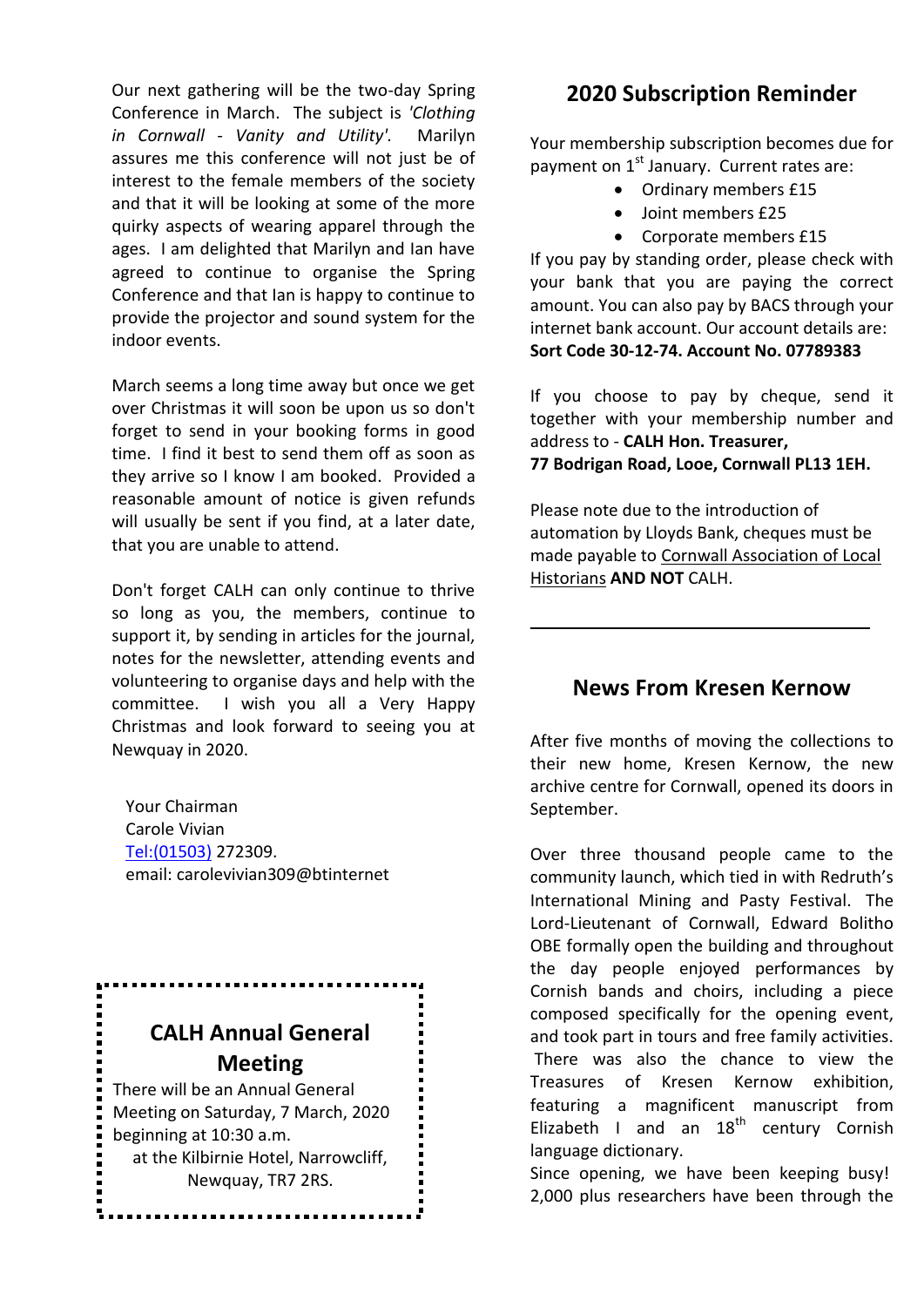Our next gathering will be the two-day Spring Conference in March. The subject is *'Clothing in Cornwall - Vanity and Utility'.* Marilyn assures me this conference will not just be of interest to the female members of the society and that it will be looking at some of the more quirky aspects of wearing apparel through the ages. I am delighted that Marilyn and Ian have agreed to continue to organise the Spring Conference and that Ian is happy to continue to provide the projector and sound system for the indoor events.

March seems a long time away but once we get over Christmas it will soon be upon us so don't forget to send in your booking forms in good time. I find it best to send them off as soon as they arrive so I know I am booked. Provided a reasonable amount of notice is given refunds will usually be sent if you find, at a later date, that you are unable to attend.

Don't forget CALH can only continue to thrive so long as you, the members, continue to support it, by sending in articles for the journal, notes for the newsletter, attending events and volunteering to organise days and help with the committee. I wish you all a Very Happy Christmas and look forward to seeing you at Newquay in 2020.

Your Chairman
Carole Vivian
Tel:(01503) 272309.
email: carolevivian309@btinternet

## CALH Annual General Meeting

There will be an Annual General Meeting on Saturday, 7 March, 2020 beginning at 10:30 a.m.
at the Kilbirnie Hotel, Narrowcliff, Newquay, TR7 2RS.

## 2020 Subscription Reminder

Your membership subscription becomes due for payment on 1st January. Current rates are:

- Ordinary members £15
- Joint members £25
- Corporate members £15

If you pay by standing order, please check with your bank that you are paying the correct amount. You can also pay by BACS through your internet bank account. Our account details are:
**Sort Code 30-12-74. Account No. 07789383**

If you choose to pay by cheque, send it together with your membership number and address to - **CALH Hon. Treasurer,**
**77 Bodrigan Road, Looe, Cornwall PL13 1EH.**

Please note due to the introduction of automation by Lloyds Bank, cheques must be made payable to Cornwall Association of Local Historians **AND NOT** CALH.

---

## News From Kresen Kernow

After five months of moving the collections to their new home, Kresen Kernow, the new archive centre for Cornwall, opened its doors in September.

Over three thousand people came to the community launch, which tied in with Redruth's International Mining and Pasty Festival. The Lord-Lieutenant of Cornwall, Edward Bolitho OBE formally open the building and throughout the day people enjoyed performances by Cornish bands and choirs, including a piece composed specifically for the opening event, and took part in tours and free family activities. There was also the chance to view the Treasures of Kresen Kernow exhibition, featuring a magnificent manuscript from Elizabeth I and an 18th century Cornish language dictionary.

Since opening, we have been keeping busy! 2,000 plus researchers have been through the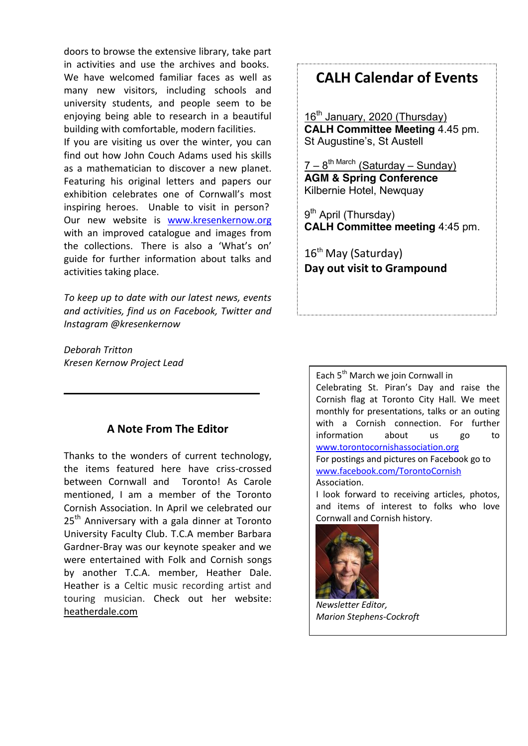doors to browse the extensive library, take part in activities and use the archives and books. We have welcomed familiar faces as well as many new visitors, including schools and university students, and people seem to be enjoying being able to research in a beautiful building with comfortable, modern facilities.

If you are visiting us over the winter, you can find out how John Couch Adams used his skills as a mathematician to discover a new planet. Featuring his original letters and papers our exhibition celebrates one of Cornwall's most inspiring heroes. Unable to visit in person? Our new website is www.kresenkernow.org with an improved catalogue and images from the collections. There is also a 'What's on' guide for further information about talks and activities taking place.

*To keep up to date with our latest news, events and activities, find us on Facebook, Twitter and Instagram @kresenkernow*

*Deborah Tritton*
*Kresen Kernow Project Lead*

## CALH Calendar of Events

16th January, 2020 (Thursday)
**CALH Committee Meeting** 4.45 pm.
St Augustine's, St Austell

7 – 8th March (Saturday – Sunday)
**AGM & Spring Conference**
Kilbernie Hotel, Newquay

9th April (Thursday)
**CALH Committee meeting** 4:45 pm.

16th May (Saturday)
**Day out visit to Grampound**

## A Note From The Editor

Thanks to the wonders of current technology, the items featured here have criss-crossed between Cornwall and Toronto! As Carole mentioned, I am a member of the Toronto Cornish Association. In April we celebrated our 25th Anniversary with a gala dinner at Toronto University Faculty Club. T.C.A member Barbara Gardner-Bray was our keynote speaker and we were entertained with Folk and Cornish songs by another T.C.A. member, Heather Dale. Heather is a Celtic music recording artist and touring musician. Check out her website: heatherdale.com

Each 5th March we join Cornwall in Celebrating St. Piran's Day and raise the Cornish flag at Toronto City Hall. We meet monthly for presentations, talks or an outing with a Cornish connection. For further information about us go to www.torontocornishassociation.org
For postings and pictures on Facebook go to www.facebook.com/TorontoCornish Association.
I look forward to receiving articles, photos, and items of interest to folks who love Cornwall and Cornish history.

*Newsletter Editor,*
*Marion Stephens-Cockroft*